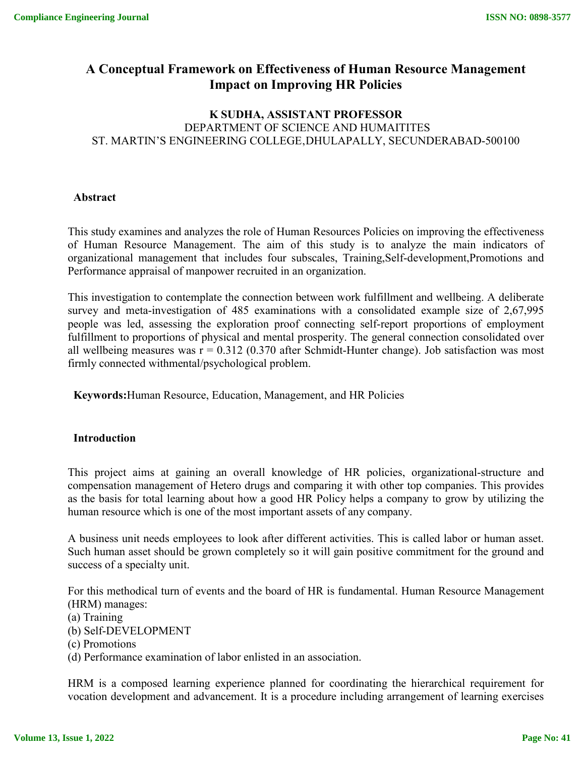# A Conceptual Framework on Effectiveness of Human Resource Management Impact on Improving HR Policies

**K SUDHA, ASSISTANT PROFESSOR**
DEPARTMENT OF SCIENCE AND HUMAITITES
ST. MARTIN'S ENGINEERING COLLEGE,DHULAPALLY, SECUNDERABAD-500100

## Abstract

This study examines and analyzes the role of Human Resources Policies on improving the effectiveness of Human Resource Management. The aim of this study is to analyze the main indicators of organizational management that includes four subscales, Training,Self-development,Promotions and Performance appraisal of manpower recruited in an organization.

This investigation to contemplate the connection between work fulfillment and wellbeing. A deliberate survey and meta-investigation of 485 examinations with a consolidated example size of 2,67,995 people was led, assessing the exploration proof connecting self-report proportions of employment fulfillment to proportions of physical and mental prosperity. The general connection consolidated over all wellbeing measures was $r = 0.312$ (0.370 after Schmidt-Hunter change). Job satisfaction was most firmly connected withmental/psychological problem.

**Keywords:**Human Resource, Education, Management, and HR Policies

## Introduction

This project aims at gaining an overall knowledge of HR policies, organizational-structure and compensation management of Hetero drugs and comparing it with other top companies. This provides as the basis for total learning about how a good HR Policy helps a company to grow by utilizing the human resource which is one of the most important assets of any company.

A business unit needs employees to look after different activities. This is called labor or human asset. Such human asset should be grown completely so it will gain positive commitment for the ground and success of a specialty unit.

For this methodical turn of events and the board of HR is fundamental. Human Resource Management (HRM) manages:
(a) Training
(b) Self-DEVELOPMENT
(c) Promotions
(d) Performance examination of labor enlisted in an association.

HRM is a composed learning experience planned for coordinating the hierarchical requirement for vocation development and advancement. It is a procedure including arrangement of learning exercises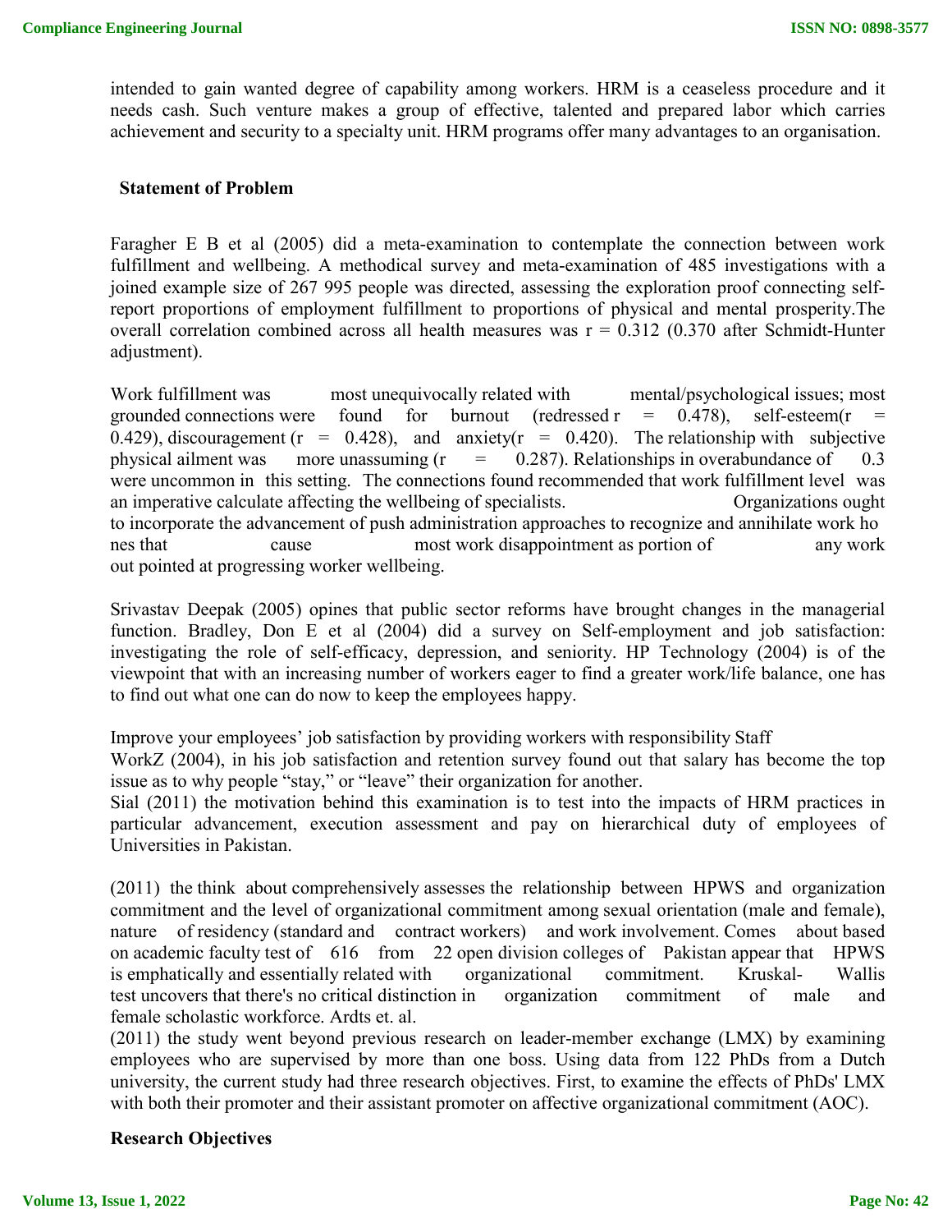intended to gain wanted degree of capability among workers. HRM is a ceaseless procedure and it needs cash. Such venture makes a group of effective, talented and prepared labor which carries achievement and security to a specialty unit. HRM programs offer many advantages to an organisation.

## Statement of Problem

Faragher E B et al (2005) did a meta-examination to contemplate the connection between work fulfillment and wellbeing. A methodical survey and meta-examination of 485 investigations with a joined example size of 267 995 people was directed, assessing the exploration proof connecting self-report proportions of employment fulfillment to proportions of physical and mental prosperity.The overall correlation combined across all health measures was r = 0.312 (0.370 after Schmidt-Hunter adjustment).

Work fulfillment was most unequivocally related with mental/psychological issues; most grounded connections were found for burnout (redressed r = 0.478), self-esteem(r = 0.429), discouragement (r = 0.428), and anxiety(r = 0.420). The relationship with subjective physical ailment was more unassuming (r = 0.287). Relationships in overabundance of 0.3 were uncommon in this setting. The connections found recommended that work fulfillment level was an imperative calculate affecting the wellbeing of specialists. Organizations ought to incorporate the advancement of push administration approaches to recognize and annihilate work ho nes that cause most work disappointment as portion of any work out pointed at progressing worker wellbeing.

Srivastav Deepak (2005) opines that public sector reforms have brought changes in the managerial function. Bradley, Don E et al (2004) did a survey on Self-employment and job satisfaction: investigating the role of self-efficacy, depression, and seniority. HP Technology (2004) is of the viewpoint that with an increasing number of workers eager to find a greater work/life balance, one has to find out what one can do now to keep the employees happy.

Improve your employees' job satisfaction by providing workers with responsibility Staff WorkZ (2004), in his job satisfaction and retention survey found out that salary has become the top issue as to why people "stay," or "leave" their organization for another.
Sial (2011) the motivation behind this examination is to test into the impacts of HRM practices in particular advancement, execution assessment and pay on hierarchical duty of employees of Universities in Pakistan.

(2011) the think about comprehensively assesses the relationship between HPWS and organization commitment and the level of organizational commitment among sexual orientation (male and female), nature of residency (standard and contract workers) and work involvement. Comes about based on academic faculty test of 616 from 22 open division colleges of Pakistan appear that HPWS is emphatically and essentially related with organizational commitment. Kruskal- Wallis test uncovers that there's no critical distinction in organization commitment of male and female scholastic workforce. Ardts et. al.
(2011) the study went beyond previous research on leader-member exchange (LMX) by examining employees who are supervised by more than one boss. Using data from 122 PhDs from a Dutch university, the current study had three research objectives. First, to examine the effects of PhDs' LMX with both their promoter and their assistant promoter on affective organizational commitment (AOC).

## Research Objectives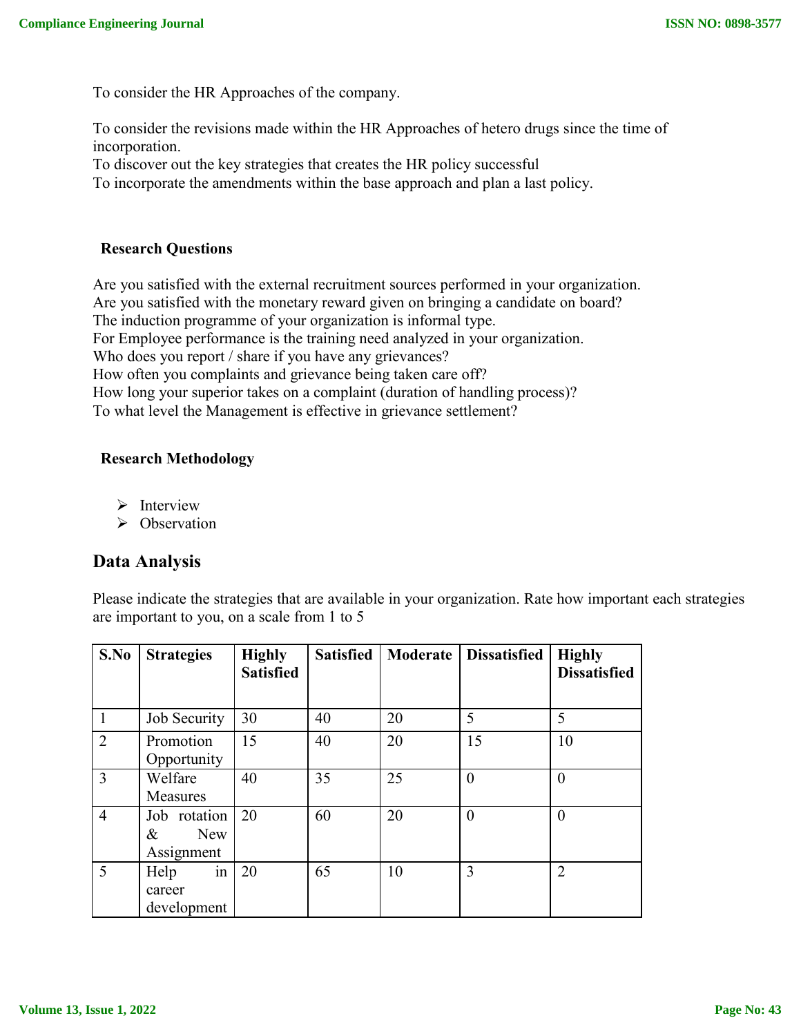To consider the HR Approaches of the company.

To consider the revisions made within the HR Approaches of hetero drugs since the time of incorporation.
To discover out the key strategies that creates the HR policy successful
To incorporate the amendments within the base approach and plan a last policy.

### Research Questions

Are you satisfied with the external recruitment sources performed in your organization.
Are you satisfied with the monetary reward given on bringing a candidate on board?
The induction programme of your organization is informal type.
For Employee performance is the training need analyzed in your organization.
Who does you report / share if you have any grievances?
How often you complaints and grievance being taken care off?
How long your superior takes on a complaint (duration of handling process)?
To what level the Management is effective in grievance settlement?

### Research Methodology

- Interview
- Observation

## Data Analysis

Please indicate the strategies that are available in your organization. Rate how important each strategies are important to you, on a scale from 1 to 5

| S.No | Strategies | Highly Satisfied | Satisfied | Moderate | Dissatisfied | Highly Dissatisfied |
|---|---|---|---|---|---|---|
| 1 | Job Security | 30 | 40 | 20 | 5 | 5 |
| 2 | Promotion Opportunity | 15 | 40 | 20 | 15 | 10 |
| 3 | Welfare Measures | 40 | 35 | 25 | 0 | 0 |
| 4 | Job rotation & New Assignment | 20 | 60 | 20 | 0 | 0 |
| 5 | Help in career development | 20 | 65 | 10 | 3 | 2 |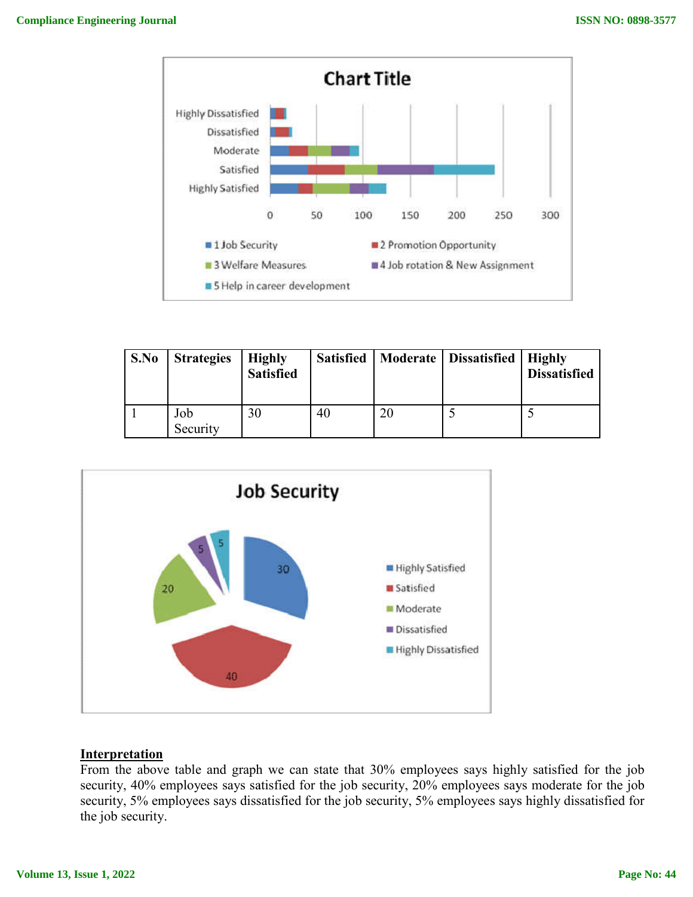| S.No | Strategies | Highly Satisfied | Satisfied | Moderate | Dissatisfied | Highly Dissatisfied |
|---|---|---|---|---|---|---|
| 1 | Job Security | 30 | 40 | 20 | 5 | 5 |

**Interpretation**

From the above table and graph we can state that 30% employees says highly satisfied for the job security, 40% employees says satisfied for the job security, 20% employees says moderate for the job security, 5% employees says dissatisfied for the job security, 5% employees says highly dissatisfied for the job security.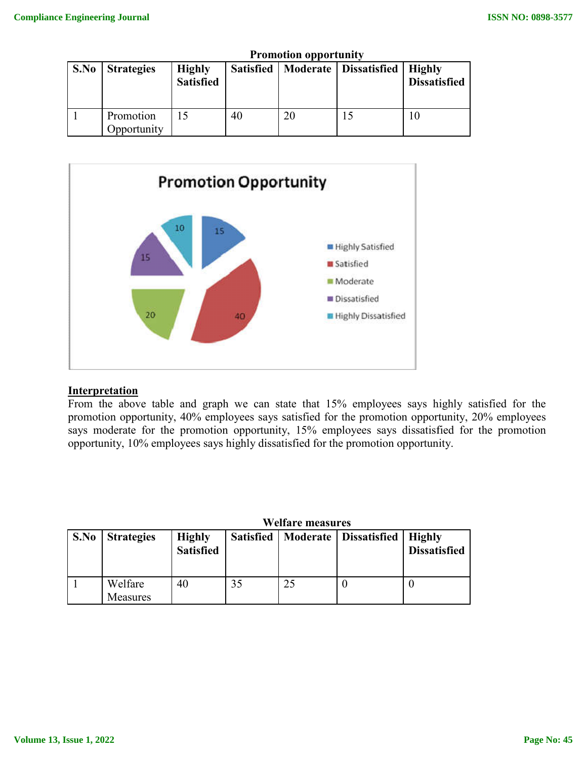**Promotion opportunity**

| S.No | Strategies | Highly Satisfied | Satisfied | Moderate | Dissatisfied | Highly Dissatisfied |
|---|---|---|---|---|---|---|
| 1 | Promotion Opportunity | 15 | 40 | 20 | 15 | 10 |

**Interpretation**

From the above table and graph we can state that 15% employees says highly satisfied for the promotion opportunity, 40% employees says satisfied for the promotion opportunity, 20% employees says moderate for the promotion opportunity, 15% employees says dissatisfied for the promotion opportunity, 10% employees says highly dissatisfied for the promotion opportunity.

**Welfare measures**

| S.No | Strategies | Highly Satisfied | Satisfied | Moderate | Dissatisfied | Highly Dissatisfied |
|---|---|---|---|---|---|---|
| 1 | Welfare Measures | 40 | 35 | 25 | 0 | 0 |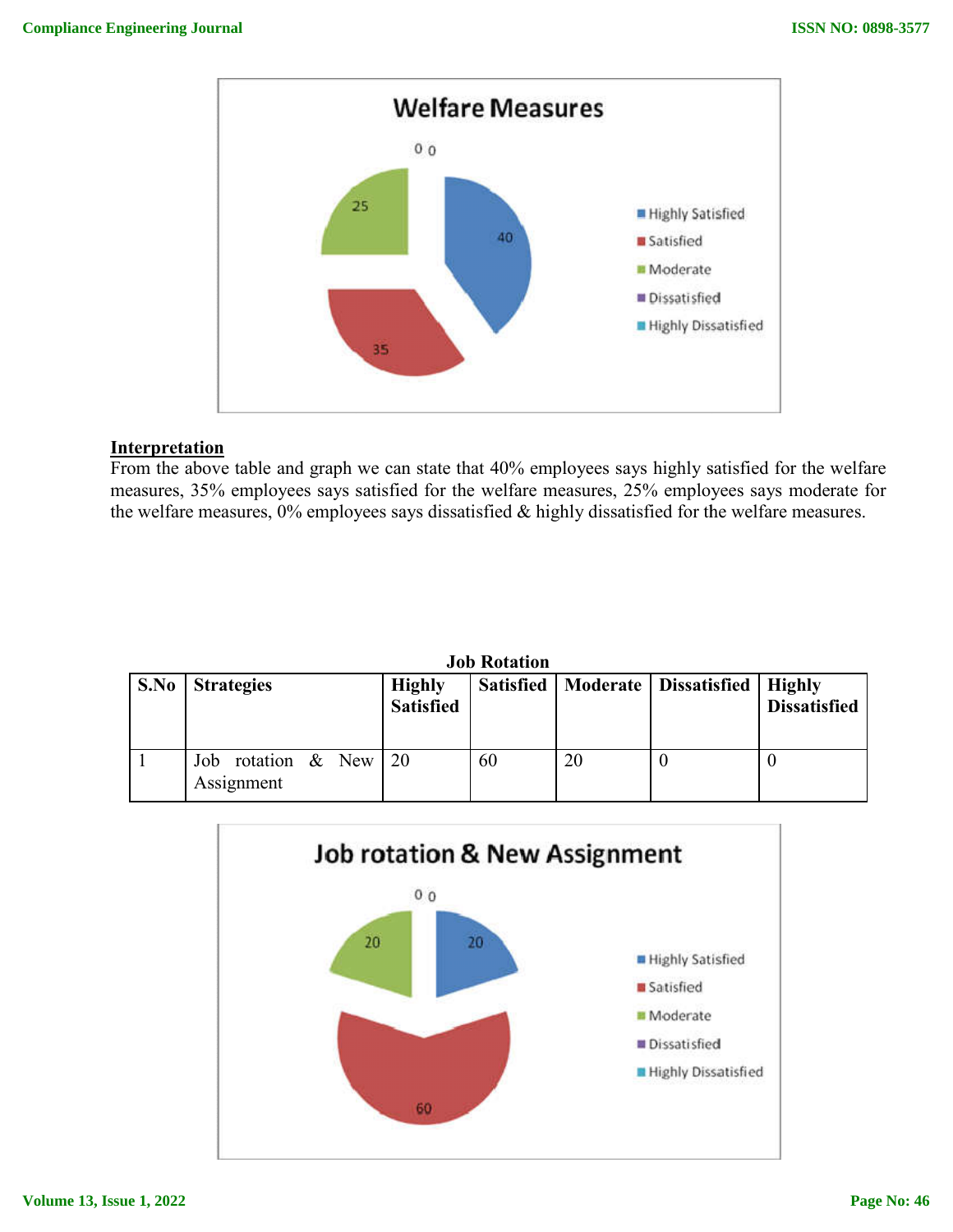**Interpretation**

From the above table and graph we can state that 40% employees says highly satisfied for the welfare measures, 35% employees says satisfied for the welfare measures, 25% employees says moderate for the welfare measures, 0% employees says dissatisfied & highly dissatisfied for the welfare measures.

**Job Rotation**

| S.No | Strategies | Highly Satisfied | Satisfied | Moderate | Dissatisfied | Highly Dissatisfied |
|---|---|---|---|---|---|---|
| 1 | Job rotation & New Assignment | 20 | 60 | 20 | 0 | 0 |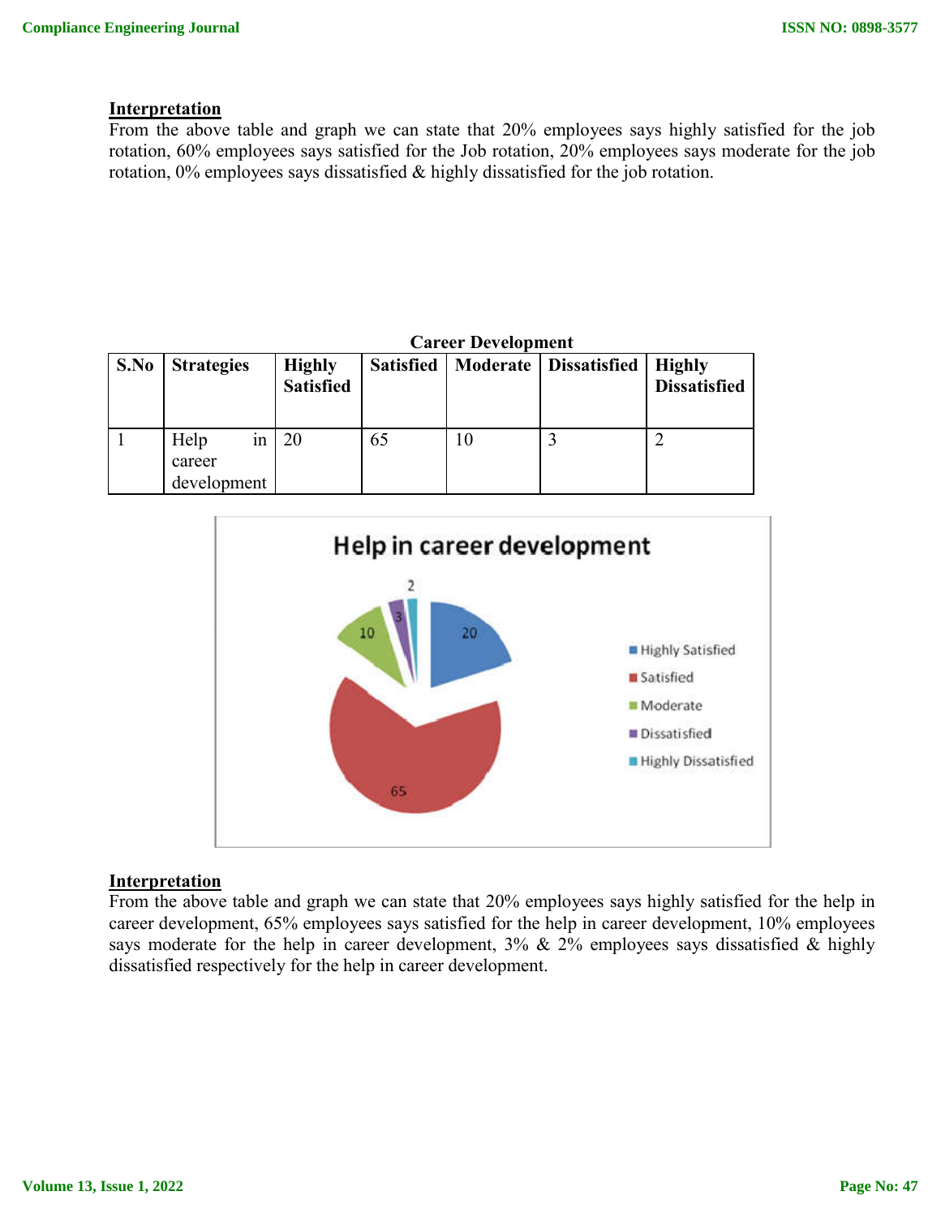**Interpretation**

From the above table and graph we can state that 20% employees says highly satisfied for the job rotation, 60% employees says satisfied for the Job rotation, 20% employees says moderate for the job rotation, 0% employees says dissatisfied & highly dissatisfied for the job rotation.

**Career Development**

| S.No | Strategies | Highly Satisfied | Satisfied | Moderate | Dissatisfied | Highly Dissatisfied |
|---|---|---|---|---|---|---|
| 1 | Help in career development | 20 | 65 | 10 | 3 | 2 |

**Interpretation**

From the above table and graph we can state that 20% employees says highly satisfied for the help in career development, 65% employees says satisfied for the help in career development, 10% employees says moderate for the help in career development, 3% & 2% employees says dissatisfied & highly dissatisfied respectively for the help in career development.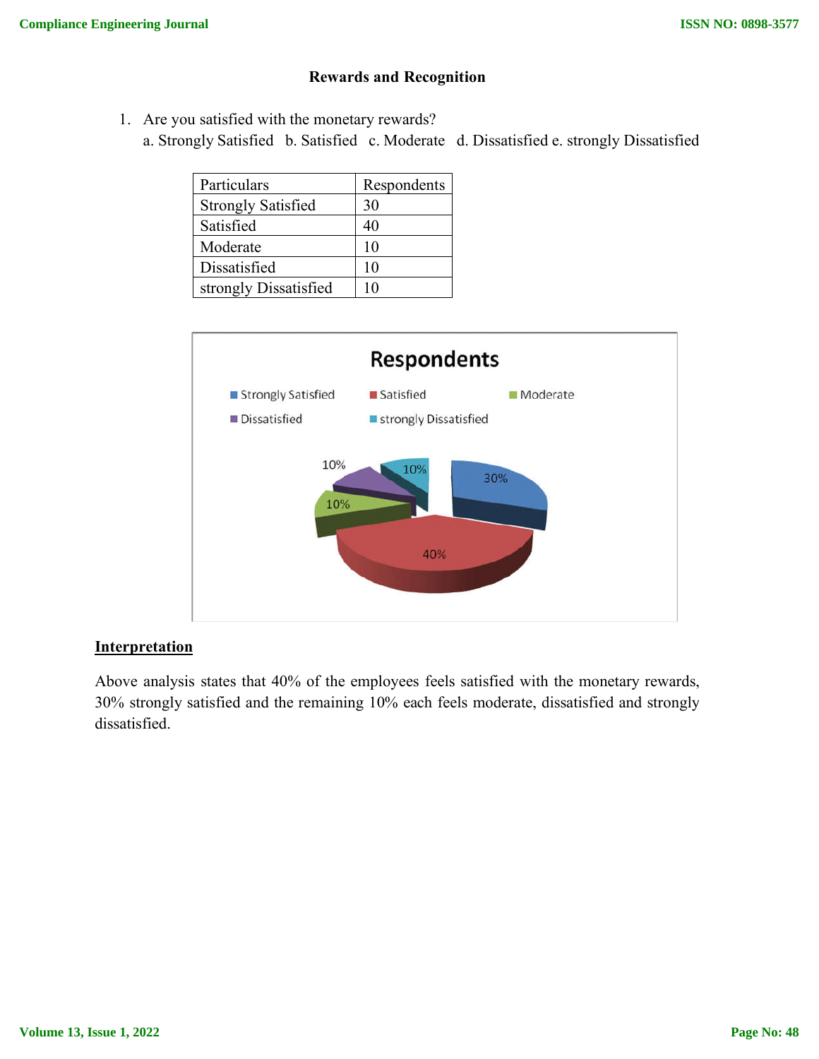**Rewards and Recognition**

1. Are you satisfied with the monetary rewards?
   a. Strongly Satisfied b. Satisfied c. Moderate d. Dissatisfied e. strongly Dissatisfied

| Particulars | Respondents |
|---|---|
| Strongly Satisfied | 30 |
| Satisfied | 40 |
| Moderate | 10 |
| Dissatisfied | 10 |
| strongly Dissatisfied | 10 |

**Interpretation**

Above analysis states that 40% of the employees feels satisfied with the monetary rewards, 30% strongly satisfied and the remaining 10% each feels moderate, dissatisfied and strongly dissatisfied.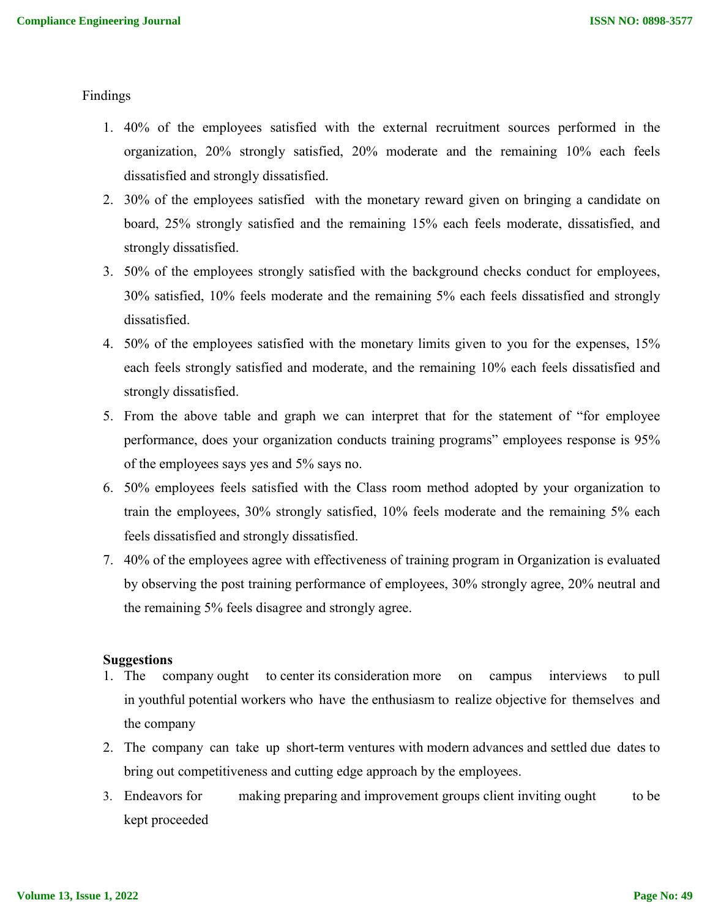Findings

1. 40% of the employees satisfied with the external recruitment sources performed in the organization, 20% strongly satisfied, 20% moderate and the remaining 10% each feels dissatisfied and strongly dissatisfied.
2. 30% of the employees satisfied with the monetary reward given on bringing a candidate on board, 25% strongly satisfied and the remaining 15% each feels moderate, dissatisfied, and strongly dissatisfied.
3. 50% of the employees strongly satisfied with the background checks conduct for employees, 30% satisfied, 10% feels moderate and the remaining 5% each feels dissatisfied and strongly dissatisfied.
4. 50% of the employees satisfied with the monetary limits given to you for the expenses, 15% each feels strongly satisfied and moderate, and the remaining 10% each feels dissatisfied and strongly dissatisfied.
5. From the above table and graph we can interpret that for the statement of "for employee performance, does your organization conducts training programs" employees response is 95% of the employees says yes and 5% says no.
6. 50% employees feels satisfied with the Class room method adopted by your organization to train the employees, 30% strongly satisfied, 10% feels moderate and the remaining 5% each feels dissatisfied and strongly dissatisfied.
7. 40% of the employees agree with effectiveness of training program in Organization is evaluated by observing the post training performance of employees, 30% strongly agree, 20% neutral and the remaining 5% feels disagree and strongly agree.

**Suggestions**

1. The company ought to center its consideration more on campus interviews to pull in youthful potential workers who have the enthusiasm to realize objective for themselves and the company
2. The company can take up short-term ventures with modern advances and settled due dates to bring out competitiveness and cutting edge approach by the employees.
3. Endeavors for making preparing and improvement groups client inviting ought to be kept proceeded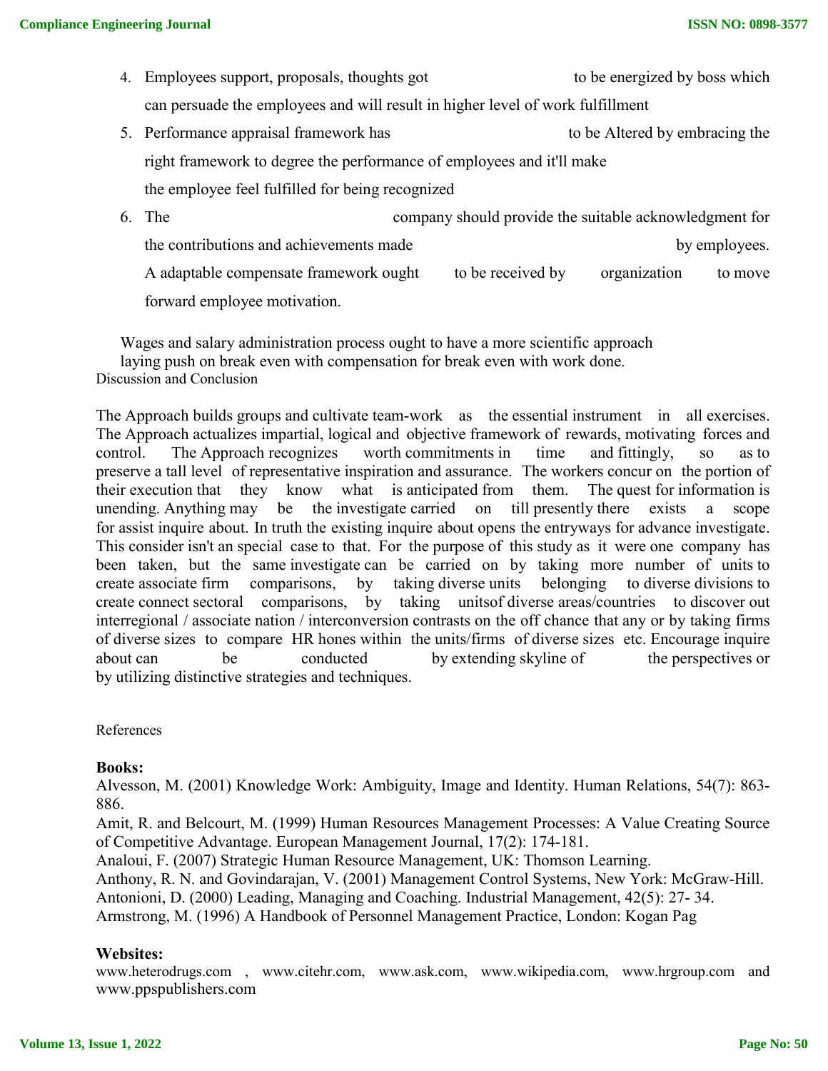4. Employees support, proposals, thoughts got to be energized by boss which can persuade the employees and will result in higher level of work fulfillment
5. Performance appraisal framework has to be Altered by embracing the right framework to degree the performance of employees and it'll make the employee feel fulfilled for being recognized
6. The company should provide the suitable acknowledgment for the contributions and achievements made by employees. A adaptable compensate framework ought to be received by organization to move forward employee motivation.

Wages and salary administration process ought to have a more scientific approach laying push on break even with compensation for break even with work done.

## Discussion and Conclusion

The Approach builds groups and cultivate team-work as the essential instrument in all exercises. The Approach actualizes impartial, logical and objective framework of rewards, motivating forces and control. The Approach recognizes worth commitments in time and fittingly, so as to preserve a tall level of representative inspiration and assurance. The workers concur on the portion of their execution that they know what is anticipated from them. The quest for information is unending. Anything may be the investigate carried on till presently there exists a scope for assist inquire about. In truth the existing inquire about opens the entryways for advance investigate. This consider isn't an special case to that. For the purpose of this study as it were one company has been taken, but the same investigate can be carried on by taking more number of units to create associate firm comparisons, by taking diverse units belonging to diverse divisions to create connect sectoral comparisons, by taking unitsof diverse areas/countries to discover out interregional / associate nation / interconversion contrasts on the off chance that any or by taking firms of diverse sizes to compare HR hones within the units/firms of diverse sizes etc. Encourage inquire about can be conducted by extending skyline of the perspectives or by utilizing distinctive strategies and techniques.

## References

**Books:**

Alvesson, M. (2001) Knowledge Work: Ambiguity, Image and Identity. Human Relations, 54(7): 863-886.

Amit, R. and Belcourt, M. (1999) Human Resources Management Processes: A Value Creating Source of Competitive Advantage. European Management Journal, 17(2): 174-181.

Analoui, F. (2007) Strategic Human Resource Management, UK: Thomson Learning.

Anthony, R. N. and Govindarajan, V. (2001) Management Control Systems, New York: McGraw-Hill.

Antonioni, D. (2000) Leading, Managing and Coaching. Industrial Management, 42(5): 27- 34.

Armstrong, M. (1996) A Handbook of Personnel Management Practice, London: Kogan Pag

**Websites:**

www.heterodrugs.com , www.citehr.com, www.ask.com, www.wikipedia.com, www.hrgroup.com and www.ppspublishers.com